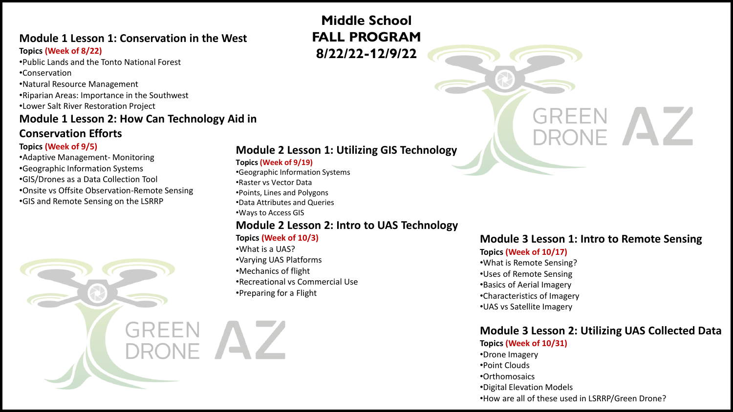# Middle School FALL PROGRAM 8/22/22-12/9/22

## Module 1 Lesson 1: Conservation in the West

**Topics (Week of 8/22)**

- Public Lands and the Tonto National Forest
- Conservation
- Natural Resource Management
- Riparian Areas: Importance in the Southwest
- Lower Salt River Restoration Project

## Module 1 Lesson 2: How Can Technology Aid in Conservation Efforts

**Topics (Week of 9/5)**

- Adaptive Management- Monitoring
- Geographic Information Systems
- GIS/Drones as a Data Collection Tool
- Onsite vs Offsite Observation-Remote Sensing
- GIS and Remote Sensing on the LSRRP

## Module 2 Lesson 1: Utilizing GIS Technology

**Topics (Week of 9/19)**

- Geographic Information Systems
- Raster vs Vector Data
- Points, Lines and Polygons
- Data Attributes and Queries
- Ways to Access GIS

## Module 2 Lesson 2: Intro to UAS Technology

**Topics (Week of 10/3)**

- What is a UAS?
- Varying UAS Platforms
- Mechanics of flight
- Recreational vs Commercial Use
- Preparing for a Flight

## Module 3 Lesson 1: Intro to Remote Sensing

**Topics (Week of 10/17)**

- What is Remote Sensing?
- Uses of Remote Sensing
- Basics of Aerial Imagery
- Characteristics of Imagery
- UAS vs Satellite Imagery

## Module 3 Lesson 2: Utilizing UAS Collected Data

**Topics (Week of 10/31)**

- Drone Imagery
- Point Clouds
- Orthomosaics
- Digital Elevation Models
- How are all of these used in LSRRP/Green Drone?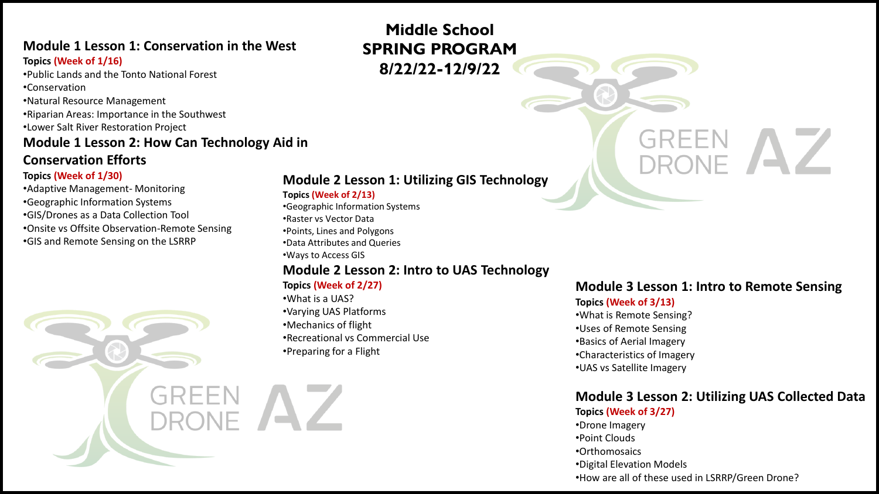# Middle School SPRING PROGRAM 8/22/22-12/9/22

## Module 1 Lesson 1: Conservation in the West

**Topics (Week of 1/16)**

- Public Lands and the Tonto National Forest
- Conservation
- Natural Resource Management
- Riparian Areas: Importance in the Southwest
- Lower Salt River Restoration Project

## Module 1 Lesson 2: How Can Technology Aid in Conservation Efforts

**Topics (Week of 1/30)**

- Adaptive Management- Monitoring
- Geographic Information Systems
- GIS/Drones as a Data Collection Tool
- Onsite vs Offsite Observation-Remote Sensing
- GIS and Remote Sensing on the LSRRP

## Module 2 Lesson 1: Utilizing GIS Technology

**Topics (Week of 2/13)**

- Geographic Information Systems
- Raster vs Vector Data
- Points, Lines and Polygons
- Data Attributes and Queries
- Ways to Access GIS

## Module 2 Lesson 2: Intro to UAS Technology

**Topics (Week of 2/27)**

- What is a UAS?
- Varying UAS Platforms
- Mechanics of flight
- Recreational vs Commercial Use
- Preparing for a Flight

## Module 3 Lesson 1: Intro to Remote Sensing

**Topics (Week of 3/13)**

- What is Remote Sensing?
- Uses of Remote Sensing
- Basics of Aerial Imagery
- Characteristics of Imagery
- UAS vs Satellite Imagery

## Module 3 Lesson 2: Utilizing UAS Collected Data

**Topics (Week of 3/27)**

- Drone Imagery
- Point Clouds
- Orthomosaics
- Digital Elevation Models
- How are all of these used in LSRRP/Green Drone?

GREEN DRONE AZ